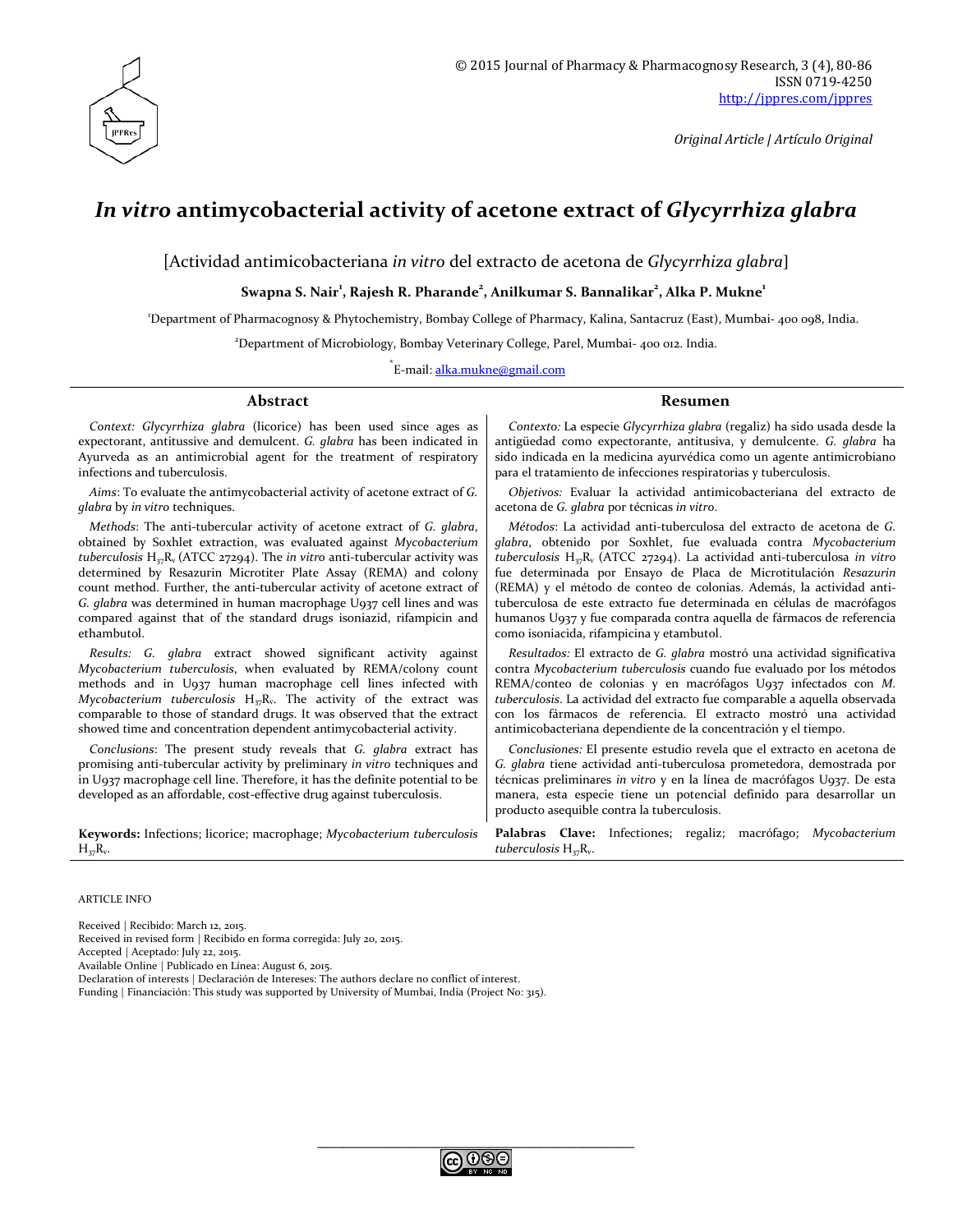© 2015 Journal of Pharmacy & Pharmacognosy Research, 3 (4), 80-86
ISSN 0719-4250
http://jppres.com/jppres

*Original Article | Artículo Original*

# *In vitro* antimycobacterial activity of acetone extract of *Glycyrrhiza glabra*

[Actividad antimicobacteriana *in vitro* del extracto de acetona de *Glycyrrhiza glabra*]

**Swapna S. Nair[1], Rajesh R. Pharande[2], Anilkumar S. Bannalikar[2], Alka P. Mukne[1]**

[1]Department of Pharmacognosy & Phytochemistry, Bombay College of Pharmacy, Kalina, Santacruz (East), Mumbai- 400 098, India.

[2]Department of Microbiology, Bombay Veterinary College, Parel, Mumbai- 400 012. India.

*E-mail: alka.mukne@gmail.com

## Abstract

*Context:* *Glycyrrhiza glabra* (licorice) has been used since ages as expectorant, antitussive and demulcent. *G. glabra* has been indicated in Ayurveda as an antimicrobial agent for the treatment of respiratory infections and tuberculosis.

*Aims*: To evaluate the antimycobacterial activity of acetone extract of *G. glabra* by *in vitro* techniques.

*Methods*: The anti-tubercular activity of acetone extract of *G. glabra*, obtained by Soxhlet extraction, was evaluated against *Mycobacterium tuberculosis* $H_{37}R_v$ (ATCC 27294). The *in vitro* anti-tubercular activity was determined by Resazurin Microtiter Plate Assay (REMA) and colony count method. Further, the anti-tubercular activity of acetone extract of *G. glabra* was determined in human macrophage U937 cell lines and was compared against that of the standard drugs isoniazid, rifampicin and ethambutol.

*Results: G. glabra* extract showed significant activity against *Mycobacterium tuberculosis*, when evaluated by REMA/colony count methods and in U937 human macrophage cell lines infected with *Mycobacterium tuberculosis* $H_{37}R_v$. The activity of the extract was comparable to those of standard drugs. It was observed that the extract showed time and concentration dependent antimycobacterial activity.

*Conclusions*: The present study reveals that *G. glabra* extract has promising anti-tubercular activity by preliminary *in vitro* techniques and in U937 macrophage cell line. Therefore, it has the definite potential to be developed as an affordable, cost-effective drug against tuberculosis.

**Keywords:** Infections; licorice; macrophage; *Mycobacterium tuberculosis* $H_{37}R_v$.

## Resumen

*Contexto:* La especie *Glycyrrhiza glabra* (regaliz) ha sido usada desde la antigüedad como expectorante, antitusiva, y demulcente. *G. glabra* ha sido indicada en la medicina ayurvédica como un agente antimicrobiano para el tratamiento de infecciones respiratorias y tuberculosis.

*Objetivos:* Evaluar la actividad antimicobacteriana del extracto de acetona de *G. glabra* por técnicas *in vitro*.

*Métodos*: La actividad anti-tuberculosa del extracto de acetona de *G. glabra*, obtenido por Soxhlet, fue evaluada contra *Mycobacterium tuberculosis* $H_{37}R_v$ (ATCC 27294). La actividad anti-tuberculosa *in vitro* fue determinada por Ensayo de Placa de Microtitulación *Resazurin* (REMA) y el método de conteo de colonias. Además, la actividad anti-tuberculosa de este extracto fue determinada en células de macrófagos humanos U937 y fue comparada contra aquella de fármacos de referencia como isoniacida, rifampicina y etambutol.

*Resultados:* El extracto de *G. glabra* mostró una actividad significativa contra *Mycobacterium tuberculosis* cuando fue evaluado por los métodos REMA/conteo de colonias y en macrófagos U937 infectados con *M. tuberculosis*. La actividad del extracto fue comparable a aquella observada con los fármacos de referencia. El extracto mostró una actividad antimicobacteriana dependiente de la concentración y el tiempo.

*Conclusiones:* El presente estudio revela que el extracto en acetona de *G. glabra* tiene actividad anti-tuberculosa prometedora, demostrada por técnicas preliminares *in vitro* y en la línea de macrófagos U937. De esta manera, esta especie tiene un potencial definido para desarrollar un producto asequible contra la tuberculosis.

**Palabras Clave:** Infectiones; regaliz; macrófago; *Mycobacterium tuberculosis* $H_{37}R_v$.

ARTICLE INFO

Received | Recibido: March 12, 2015.
Received in revised form | Recibido en forma corregida: July 20, 2015.
Accepted | Aceptado: July 22, 2015.
Available Online | Publicado en Línea: August 6, 2015.
Declaration of interests | Declaración de Intereses: The authors declare no conflict of interest.
Funding | Financiación: This study was supported by University of Mumbai, India (Project No: 315).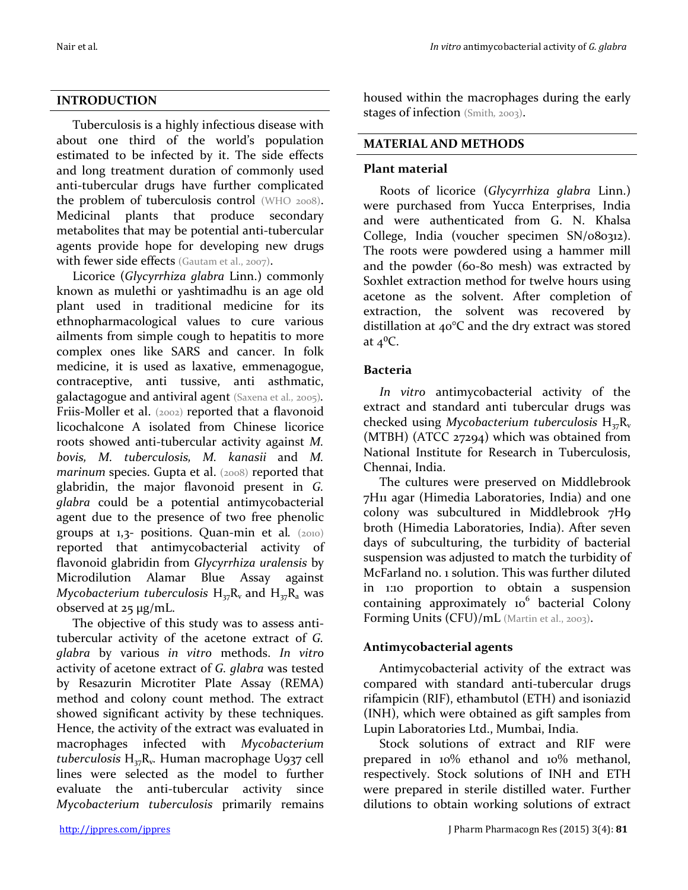## INTRODUCTION

Tuberculosis is a highly infectious disease with about one third of the world's population estimated to be infected by it. The side effects and long treatment duration of commonly used anti-tubercular drugs have further complicated the problem of tuberculosis control (WHO 2008). Medicinal plants that produce secondary metabolites that may be potential anti-tubercular agents provide hope for developing new drugs with fewer side effects (Gautam et al., 2007).

Licorice (*Glycyrrhiza glabra* Linn.) commonly known as mulethi or yashtimadhu is an age old plant used in traditional medicine for its ethnopharmacological values to cure various ailments from simple cough to hepatitis to more complex ones like SARS and cancer. In folk medicine, it is used as laxative, emmenagogue, contraceptive, anti tussive, anti asthmatic, galactagogue and antiviral agent (Saxena et al., 2005). Friis-Moller et al. (2002) reported that a flavonoid licochalcone A isolated from Chinese licorice roots showed anti-tubercular activity against *M. bovis, M. tuberculosis, M. kanasii* and *M. marinum* species. Gupta et al. (2008) reported that glabridin, the major flavonoid present in *G. glabra* could be a potential antimycobacterial agent due to the presence of two free phenolic groups at 1,3- positions. Quan-min et al. (2010) reported that antimycobacterial activity of flavonoid glabridin from *Glycyrrhiza uralensis* by Microdilution Alamar Blue Assay against *Mycobacterium tuberculosis* $H_{37}R_v$ and $H_{37}R_a$ was observed at 25 µg/mL.

The objective of this study was to assess anti-tubercular activity of the acetone extract of *G. glabra* by various *in vitro* methods. *In vitro* activity of acetone extract of *G. glabra* was tested by Resazurin Microtiter Plate Assay (REMA) method and colony count method. The extract showed significant activity by these techniques. Hence, the activity of the extract was evaluated in macrophages infected with *Mycobacterium tuberculosis* $H_{37}R_v$. Human macrophage U937 cell lines were selected as the model to further evaluate the anti-tubercular activity since *Mycobacterium tuberculosis* primarily remains housed within the macrophages during the early stages of infection (Smith, 2003).

## MATERIAL AND METHODS

### Plant material

Roots of licorice (*Glycyrrhiza glabra* Linn.) were purchased from Yucca Enterprises, India and were authenticated from G. N. Khalsa College, India (voucher specimen SN/080312). The roots were powdered using a hammer mill and the powder (60-80 mesh) was extracted by Soxhlet extraction method for twelve hours using acetone as the solvent. After completion of extraction, the solvent was recovered by distillation at 40°C and the dry extract was stored at 4°C.

### Bacteria

*In vitro* antimycobacterial activity of the extract and standard anti tubercular drugs was checked using *Mycobacterium tuberculosis* $H_{37}R_v$ (MTBH) (ATCC 27294) which was obtained from National Institute for Research in Tuberculosis, Chennai, India.

The cultures were preserved on Middlebrook 7H11 agar (Himedia Laboratories, India) and one colony was subcultured in Middlebrook 7H9 broth (Himedia Laboratories, India). After seven days of subculturing, the turbidity of bacterial suspension was adjusted to match the turbidity of McFarland no. 1 solution. This was further diluted in 1:10 proportion to obtain a suspension containing approximately $10^6$ bacterial Colony Forming Units (CFU)/mL (Martin et al., 2003).

### Antimycobacterial agents

Antimycobacterial activity of the extract was compared with standard anti-tubercular drugs rifampicin (RIF), ethambutol (ETH) and isoniazid (INH), which were obtained as gift samples from Lupin Laboratories Ltd., Mumbai, India.

Stock solutions of extract and RIF were prepared in 10% ethanol and 10% methanol, respectively. Stock solutions of INH and ETH were prepared in sterile distilled water. Further dilutions to obtain working solutions of extract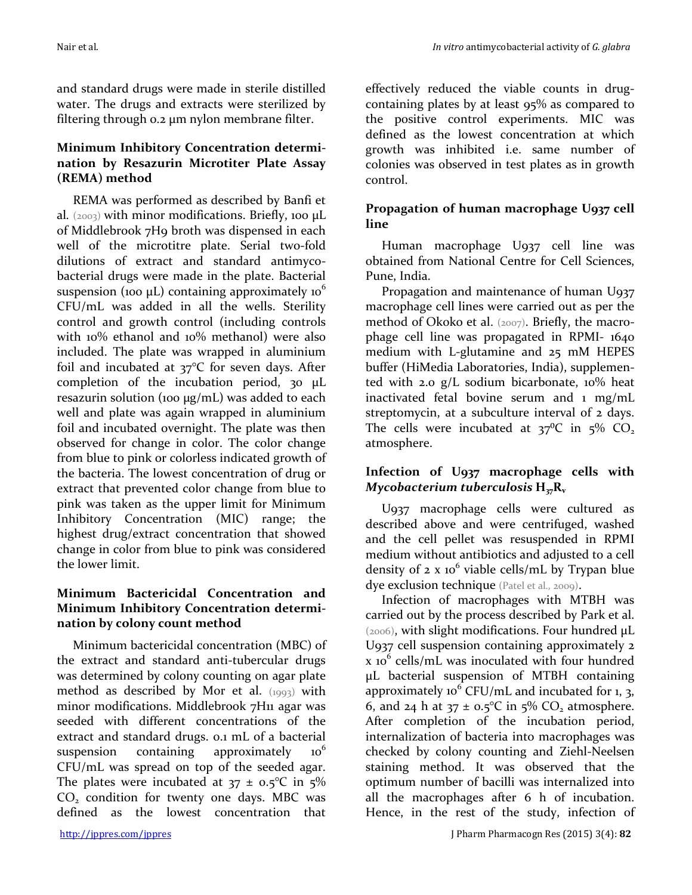and standard drugs were made in sterile distilled water. The drugs and extracts were sterilized by filtering through 0.2 µm nylon membrane filter.

### Minimum Inhibitory Concentration determination by Resazurin Microtiter Plate Assay (REMA) method

REMA was performed as described by Banfi et al. (2003) with minor modifications. Briefly, 100 µL of Middlebrook 7H9 broth was dispensed in each well of the microtitre plate. Serial two-fold dilutions of extract and standard antimycobacterial drugs were made in the plate. Bacterial suspension (100 µL) containing approximately $10^6$ CFU/mL was added in all the wells. Sterility control and growth control (including controls with 10% ethanol and 10% methanol) were also included. The plate was wrapped in aluminium foil and incubated at 37°C for seven days. After completion of the incubation period, 30 µL resazurin solution (100 µg/mL) was added to each well and plate was again wrapped in aluminium foil and incubated overnight. The plate was then observed for change in color. The color change from blue to pink or colorless indicated growth of the bacteria. The lowest concentration of drug or extract that prevented color change from blue to pink was taken as the upper limit for Minimum Inhibitory Concentration (MIC) range; the highest drug/extract concentration that showed change in color from blue to pink was considered the lower limit.

### Minimum Bactericidal Concentration and Minimum Inhibitory Concentration determination by colony count method

Minimum bactericidal concentration (MBC) of the extract and standard anti-tubercular drugs was determined by colony counting on agar plate method as described by Mor et al. (1993) with minor modifications. Middlebrook 7H11 agar was seeded with different concentrations of the extract and standard drugs. 0.1 mL of a bacterial suspension containing approximately $10^6$ CFU/mL was spread on top of the seeded agar. The plates were incubated at $37 \pm 0.5$°C in 5% $CO_2$ condition for twenty one days. MBC was defined as the lowest concentration that effectively reduced the viable counts in drug-containing plates by at least 95% as compared to the positive control experiments. MIC was defined as the lowest concentration at which growth was inhibited i.e. same number of colonies was observed in test plates as in growth control.

### Propagation of human macrophage U937 cell line

Human macrophage U937 cell line was obtained from National Centre for Cell Sciences, Pune, India.

Propagation and maintenance of human U937 macrophage cell lines were carried out as per the method of Okoko et al. (2007). Briefly, the macrophage cell line was propagated in RPMI- 1640 medium with L-glutamine and 25 mM HEPES buffer (HiMedia Laboratories, India), supplemented with 2.0 g/L sodium bicarbonate, 10% heat inactivated fetal bovine serum and 1 mg/mL streptomycin, at a subculture interval of 2 days. The cells were incubated at 37$^0$C in 5% $CO_2$ atmosphere.

### Infection of U937 macrophage cells with *Mycobacterium tuberculosis* $H_{37}R_v$

U937 macrophage cells were cultured as described above and were centrifuged, washed and the cell pellet was resuspended in RPMI medium without antibiotics and adjusted to a cell density of 2 x $10^6$ viable cells/mL by Trypan blue dye exclusion technique (Patel et al., 2009).

Infection of macrophages with MTBH was carried out by the process described by Park et al. (2006), with slight modifications. Four hundred µL U937 cell suspension containing approximately 2 x $10^6$ cells/mL was inoculated with four hundred µL bacterial suspension of MTBH containing approximately $10^6$ CFU/mL and incubated for 1, 3, 6, and 24 h at $37 \pm 0.5$°C in 5% $CO_2$ atmosphere. After completion of the incubation period, internalization of bacteria into macrophages was checked by colony counting and Ziehl-Neelsen staining method. It was observed that the optimum number of bacilli was internalized into all the macrophages after 6 h of incubation. Hence, in the rest of the study, infection of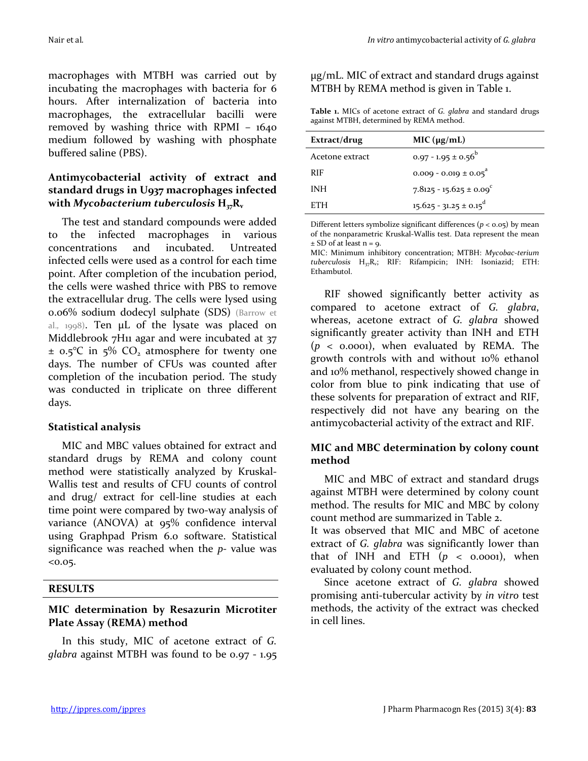macrophages with MTBH was carried out by incubating the macrophages with bacteria for 6 hours. After internalization of bacteria into macrophages, the extracellular bacilli were removed by washing thrice with RPMI – 1640 medium followed by washing with phosphate buffered saline (PBS).

### Antimycobacterial activity of extract and standard drugs in U937 macrophages infected with *Mycobacterium tuberculosis* $H_{37}R_v$

The test and standard compounds were added to the infected macrophages in various concentrations and incubated. Untreated infected cells were used as a control for each time point. After completion of the incubation period, the cells were washed thrice with PBS to remove the extracellular drug. The cells were lysed using 0.06% sodium dodecyl sulphate (SDS) (Barrow et al., 1998). Ten µL of the lysate was placed on Middlebrook 7H11 agar and were incubated at 37 ± 0.5°C in 5% $CO_2$ atmosphere for twenty one days. The number of CFUs was counted after completion of the incubation period. The study was conducted in triplicate on three different days.

### Statistical analysis

MIC and MBC values obtained for extract and standard drugs by REMA and colony count method were statistically analyzed by Kruskal-Wallis test and results of CFU counts of control and drug/ extract for cell-line studies at each time point were compared by two-way analysis of variance (ANOVA) at 95% confidence interval using Graphpad Prism 6.0 software. Statistical significance was reached when the $p$- value was <0.05.

## RESULTS

### MIC determination by Resazurin Microtiter Plate Assay (REMA) method

In this study, MIC of acetone extract of *G. glabra* against MTBH was found to be 0.97 - 1.95 µg/mL. MIC of extract and standard drugs against MTBH by REMA method is given in Table 1.

**Table 1.** MICs of acetone extract of *G. glabra* and standard drugs against MTBH, determined by REMA method.

| Extract/drug | MIC (µg/mL) |
|---|---|
| Acetone extract | 0.97 - 1.95 ± 0.56[b] |
| RIF | 0.009 - 0.019 ± 0.05[a] |
| INH | 7.8125 - 15.625 ± 0.09[c] |
| ETH | 15.625 - 31.25 ± 0.15[d] |

Different letters symbolize significant differences ($p < 0.05$) by mean of the nonparametric Kruskal-Wallis test. Data represent the mean ± SD of at least n = 9.

MIC: Minimum inhibitory concentration; MTBH: *Mycobac-terium tuberculosis* $H_{37}R_v$; RIF: Rifampicin; INH: Isoniazid; ETH: Ethambutol.

RIF showed significantly better activity as compared to acetone extract of *G. glabra*, whereas, acetone extract of *G. glabra* showed significantly greater activity than INH and ETH ($p < 0.0001$), when evaluated by REMA. The growth controls with and without 10% ethanol and 10% methanol, respectively showed change in color from blue to pink indicating that use of these solvents for preparation of extract and RIF, respectively did not have any bearing on the antimycobacterial activity of the extract and RIF.

### MIC and MBC determination by colony count method

MIC and MBC of extract and standard drugs against MTBH were determined by colony count method. The results for MIC and MBC by colony count method are summarized in Table 2.

It was observed that MIC and MBC of acetone extract of *G. glabra* was significantly lower than that of INH and ETH ($p < 0.0001$), when evaluated by colony count method.

Since acetone extract of *G. glabra* showed promising anti-tubercular activity by *in vitro* test methods, the activity of the extract was checked in cell lines.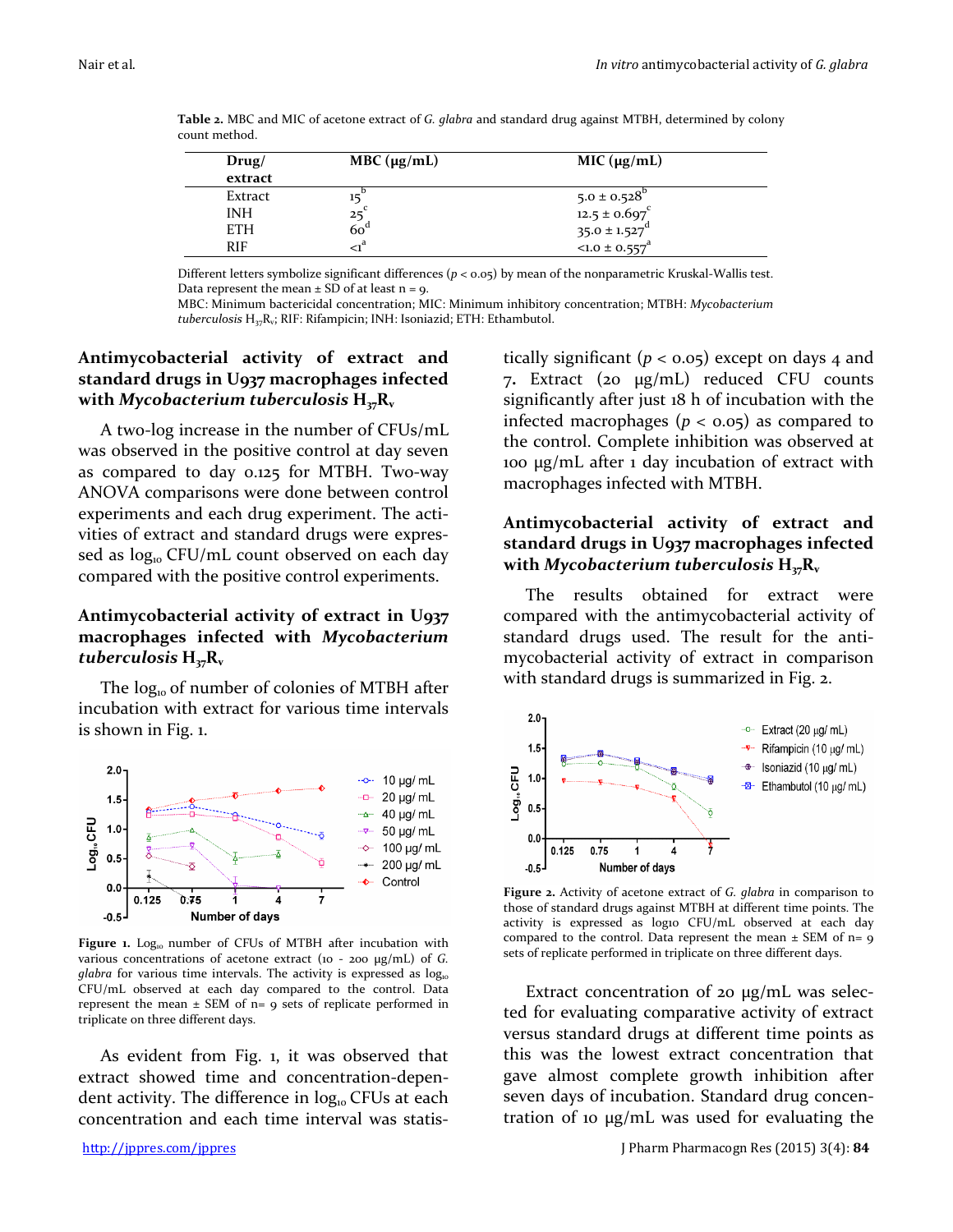**Table 2.** MBC and MIC of acetone extract of *G. glabra* and standard drug against MTBH, determined by colony count method.

| Drug/ extract | MBC (µg/mL) | MIC (µg/mL) |
|---|---|---|
| Extract | 15[b] | 5.0 ± 0.528[b] |
| INH | 25[c] | 12.5 ± 0.697[c] |
| ETH | 60[d] | 35.0 ± 1.527[d] |
| RIF | <1[a] | <1.0 ± 0.557[a] |

Different letters symbolize significant differences ($p < 0.05$) by mean of the nonparametric Kruskal-Wallis test. Data represent the mean ± SD of at least n = 9.
MBC: Minimum bactericidal concentration; MIC: Minimum inhibitory concentration; MTBH: *Mycobacterium tuberculosis* $H_{37}R_v$; RIF: Rifampicin; INH: Isoniazid; ETH: Ethambutol.

### Antimycobacterial activity of extract and standard drugs in U937 macrophages infected with *Mycobacterium tuberculosis* $H_{37}R_v$

A two-log increase in the number of CFUs/mL was observed in the positive control at day seven as compared to day 0.125 for MTBH. Two-way ANOVA comparisons were done between control experiments and each drug experiment. The activities of extract and standard drugs were expressed as $\log_{10}$ CFU/mL count observed on each day compared with the positive control experiments.

### Antimycobacterial activity of extract in U937 macrophages infected with *Mycobacterium tuberculosis* $H_{37}R_v$

The $\log_{10}$ of number of colonies of MTBH after incubation with extract for various time intervals is shown in Fig. 1.

**Figure 1.** $\text{Log}_{10}$ number of CFUs of MTBH after incubation with various concentrations of acetone extract (10 - 200 µg/mL) of *G. glabra* for various time intervals. The activity is expressed as $\log_{10}$ CFU/mL observed at each day compared to the control. Data represent the mean ± SEM of n= 9 sets of replicate performed in triplicate on three different days.

As evident from Fig. 1, it was observed that extract showed time and concentration-dependent activity. The difference in $\log_{10}$ CFUs at each concentration and each time interval was statistically significant ($p < 0.05$) except on days 4 and 7. Extract (20 µg/mL) reduced CFU counts significantly after just 18 h of incubation with the infected macrophages ($p < 0.05$) as compared to the control. Complete inhibition was observed at 100 µg/mL after 1 day incubation of extract with macrophages infected with MTBH.

### Antimycobacterial activity of extract and standard drugs in U937 macrophages infected with *Mycobacterium tuberculosis* $H_{37}R_v$

The results obtained for extract were compared with the antimycobacterial activity of standard drugs used. The result for the antimycobacterial activity of extract in comparison with standard drugs is summarized in Fig. 2.

**Figure 2.** Activity of acetone extract of *G. glabra* in comparison to those of standard drugs against MTBH at different time points. The activity is expressed as log10 CFU/mL observed at each day compared to the control. Data represent the mean ± SEM of n= 9 sets of replicate performed in triplicate on three different days.

Extract concentration of 20 µg/mL was selected for evaluating comparative activity of extract versus standard drugs at different time points as this was the lowest extract concentration that gave almost complete growth inhibition after seven days of incubation. Standard drug concentration of 10 µg/mL was used for evaluating the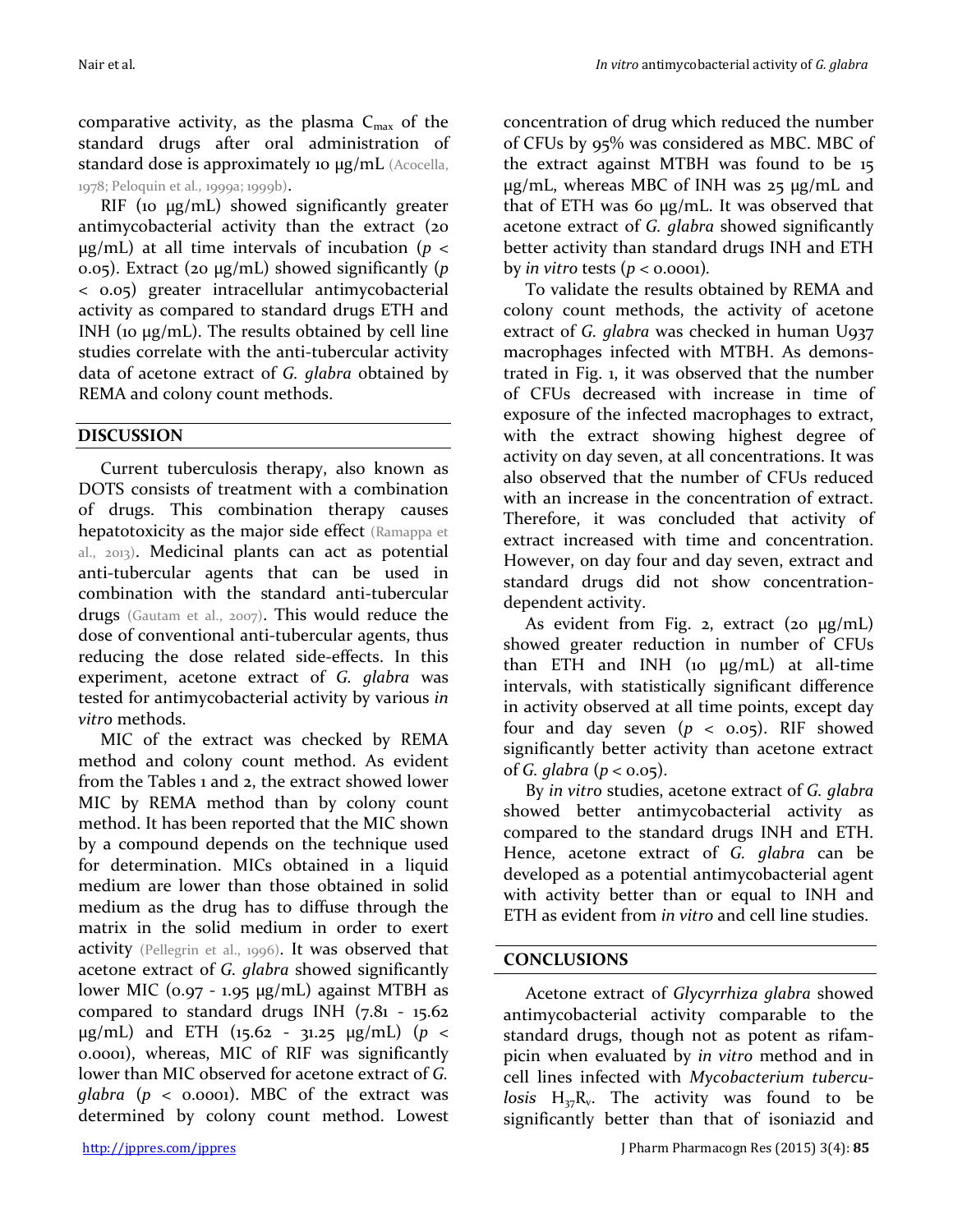comparative activity, as the plasma $C_{max}$ of the standard drugs after oral administration of standard dose is approximately 10 µg/mL (Acocella, 1978; Peloquin et al., 1999a; 1999b).

RIF (10 µg/mL) showed significantly greater antimycobacterial activity than the extract (20 µg/mL) at all time intervals of incubation ($p < 0.05$). Extract (20 µg/mL) showed significantly ($p < 0.05$) greater intracellular antimycobacterial activity as compared to standard drugs ETH and INH (10 µg/mL). The results obtained by cell line studies correlate with the anti-tubercular activity data of acetone extract of *G. glabra* obtained by REMA and colony count methods.

## DISCUSSION

Current tuberculosis therapy, also known as DOTS consists of treatment with a combination of drugs. This combination therapy causes hepatotoxicity as the major side effect (Ramappa et al., 2013). Medicinal plants can act as potential anti-tubercular agents that can be used in combination with the standard anti-tubercular drugs (Gautam et al., 2007). This would reduce the dose of conventional anti-tubercular agents, thus reducing the dose related side-effects. In this experiment, acetone extract of *G. glabra* was tested for antimycobacterial activity by various *in vitro* methods.

MIC of the extract was checked by REMA method and colony count method. As evident from the Tables 1 and 2, the extract showed lower MIC by REMA method than by colony count method. It has been reported that the MIC shown by a compound depends on the technique used for determination. MICs obtained in a liquid medium are lower than those obtained in solid medium as the drug has to diffuse through the matrix in the solid medium in order to exert activity (Pellegrin et al., 1996). It was observed that acetone extract of *G. glabra* showed significantly lower MIC (0.97 - 1.95 µg/mL) against MTBH as compared to standard drugs INH (7.81 - 15.62 µg/mL) and ETH (15.62 - 31.25 µg/mL) ($p < 0.0001$), whereas, MIC of RIF was significantly lower than MIC observed for acetone extract of *G. glabra* ($p < 0.0001$). MBC of the extract was determined by colony count method. Lowest concentration of drug which reduced the number of CFUs by 95% was considered as MBC. MBC of the extract against MTBH was found to be 15 µg/mL, whereas MBC of INH was 25 µg/mL and that of ETH was 60 µg/mL. It was observed that acetone extract of *G. glabra* showed significantly better activity than standard drugs INH and ETH by *in vitro* tests ($p < 0.0001$).

To validate the results obtained by REMA and colony count methods, the activity of acetone extract of *G. glabra* was checked in human U937 macrophages infected with MTBH. As demonstrated in Fig. 1, it was observed that the number of CFUs decreased with increase in time of exposure of the infected macrophages to extract, with the extract showing highest degree of activity on day seven, at all concentrations. It was also observed that the number of CFUs reduced with an increase in the concentration of extract. Therefore, it was concluded that activity of extract increased with time and concentration. However, on day four and day seven, extract and standard drugs did not show concentration-dependent activity.

As evident from Fig. 2, extract (20 µg/mL) showed greater reduction in number of CFUs than ETH and INH (10 µg/mL) at all-time intervals, with statistically significant difference in activity observed at all time points, except day four and day seven ($p < 0.05$). RIF showed significantly better activity than acetone extract of *G. glabra* ($p < 0.05$).

By *in vitro* studies, acetone extract of *G. glabra* showed better antimycobacterial activity as compared to the standard drugs INH and ETH. Hence, acetone extract of *G. glabra* can be developed as a potential antimycobacterial agent with activity better than or equal to INH and ETH as evident from *in vitro* and cell line studies.

## CONCLUSIONS

Acetone extract of *Glycyrrhiza glabra* showed antimycobacterial activity comparable to the standard drugs, though not as potent as rifampicin when evaluated by *in vitro* method and in cell lines infected with *Mycobacterium tuberculosis* $H_{37}R_v$. The activity was found to be significantly better than that of isoniazid and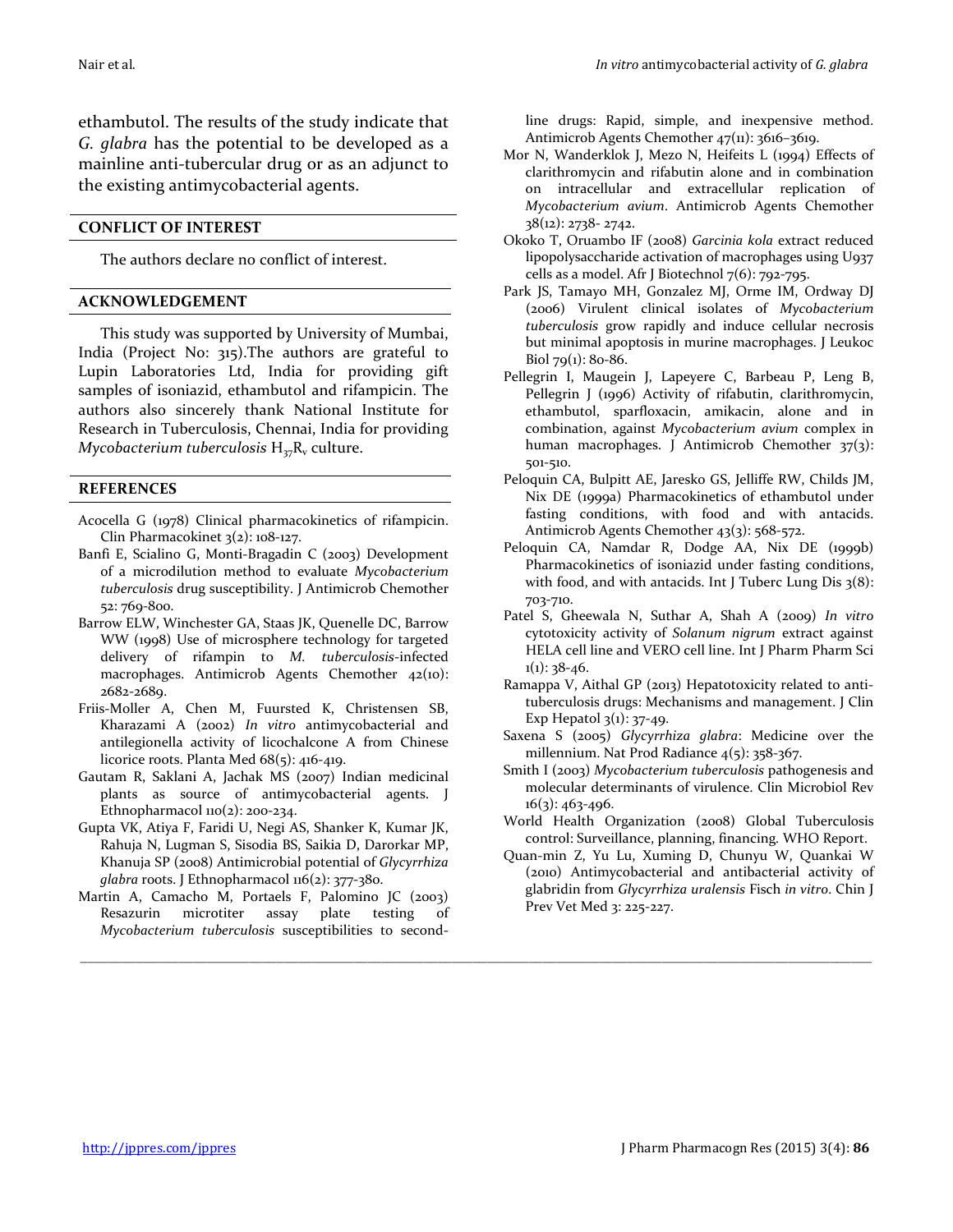ethambutol. The results of the study indicate that *G. glabra* has the potential to be developed as a mainline anti-tubercular drug or as an adjunct to the existing antimycobacterial agents.

## CONFLICT OF INTEREST

The authors declare no conflict of interest.

## ACKNOWLEDGEMENT

This study was supported by University of Mumbai, India (Project No: 315).The authors are grateful to Lupin Laboratories Ltd, India for providing gift samples of isoniazid, ethambutol and rifampicin. The authors also sincerely thank National Institute for Research in Tuberculosis, Chennai, India for providing *Mycobacterium tuberculosis* $H_{37}R_v$ culture.

## REFERENCES

Acocella G (1978) Clinical pharmacokinetics of rifampicin. Clin Pharmacokinet 3(2): 108-127.

Banfi E, Scialino G, Monti-Bragadin C (2003) Development of a microdilution method to evaluate *Mycobacterium tuberculosis* drug susceptibility. J Antimicrob Chemother 52: 769-800.

Barrow ELW, Winchester GA, Staas JK, Quenelle DC, Barrow WW (1998) Use of microsphere technology for targeted delivery of rifampin to *M. tuberculosis*-infected macrophages. Antimicrob Agents Chemother 42(10): 2682-2689.

Friis-Moller A, Chen M, Fuursted K, Christensen SB, Kharazami A (2002) *In vitro* antimycobacterial and antilegionella activity of licochalcone A from Chinese licorice roots. Planta Med 68(5): 416-419.

Gautam R, Saklani A, Jachak MS (2007) Indian medicinal plants as source of antimycobacterial agents. J Ethnopharmacol 110(2): 200-234.

Gupta VK, Atiya F, Faridi U, Negi AS, Shanker K, Kumar JK, Rahuja N, Lugman S, Sisodia BS, Saikia D, Darorkar MP, Khanuja SP (2008) Antimicrobial potential of *Glycyrrhiza glabra* roots. J Ethnopharmacol 116(2): 377-380.

Martin A, Camacho M, Portaels F, Palomino JC (2003) Resazurin microtiter assay plate testing of *Mycobacterium tuberculosis* susceptibilities to second-line drugs: Rapid, simple, and inexpensive method. Antimicrob Agents Chemother 47(11): 3616–3619.

Mor N, Wanderklok J, Mezo N, Heifeits L (1994) Effects of clarithromycin and rifabutin alone and in combination on intracellular and extracellular replication of *Mycobacterium avium*. Antimicrob Agents Chemother 38(12): 2738- 2742.

Okoko T, Oruambo IF (2008) *Garcinia kola* extract reduced lipopolysaccharide activation of macrophages using U937 cells as a model. Afr J Biotechnol 7(6): 792-795.

Park JS, Tamayo MH, Gonzalez MJ, Orme IM, Ordway DJ (2006) Virulent clinical isolates of *Mycobacterium tuberculosis* grow rapidly and induce cellular necrosis but minimal apoptosis in murine macrophages. J Leukoc Biol 79(1): 80-86.

Pellegrin I, Maugein J, Lapeyere C, Barbeau P, Leng B, Pellegrin J (1996) Activity of rifabutin, clarithromycin, ethambutol, sparfloxacin, amikacin, alone and in combination, against *Mycobacterium avium* complex in human macrophages. J Antimicrob Chemother 37(3): 501-510.

Peloquin CA, Bulpitt AE, Jaresko GS, Jelliffe RW, Childs JM, Nix DE (1999a) Pharmacokinetics of ethambutol under fasting conditions, with food and with antacids. Antimicrob Agents Chemother 43(3): 568-572.

Peloquin CA, Namdar R, Dodge AA, Nix DE (1999b) Pharmacokinetics of isoniazid under fasting conditions, with food, and with antacids. Int J Tuberc Lung Dis 3(8): 703-710.

Patel S, Gheewala N, Suthar A, Shah A (2009) *In vitro* cytotoxicity activity of *Solanum nigrum* extract against HELA cell line and VERO cell line. Int J Pharm Pharm Sci 1(1): 38-46.

Ramappa V, Aithal GP (2013) Hepatotoxicity related to anti-tuberculosis drugs: Mechanisms and management. J Clin Exp Hepatol 3(1): 37-49.

Saxena S (2005) *Glycyrrhiza glabra*: Medicine over the millennium. Nat Prod Radiance 4(5): 358-367.

Smith I (2003) *Mycobacterium tuberculosis* pathogenesis and molecular determinants of virulence. Clin Microbiol Rev 16(3): 463-496.

World Health Organization (2008) Global Tuberculosis control: Surveillance, planning, financing. WHO Report.

Quan-min Z, Yu Lu, Xuming D, Chunyu W, Quankai W (2010) Antimycobacterial and antibacterial activity of glabridin from *Glycyrrhiza uralensis* Fisch *in vitro*. Chin J Prev Vet Med 3: 225-227.